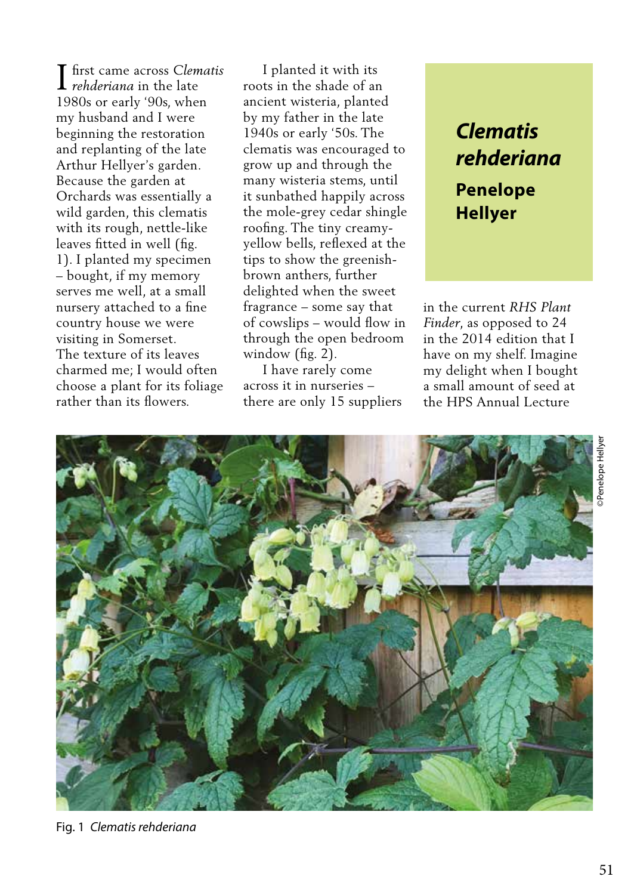# *Clematis rehderiana*

**Penelope Hellyer**

I first came across *Clematis rehderiana* in the late 1980s or early '90s, when my husband and I were beginning the restoration and replanting of the late Arthur Hellyer's garden. Because the garden at Orchards was essentially a wild garden, this clematis with its rough, nettle-like leaves fitted in well (fig. 1). I planted my specimen – bought, if my memory serves me well, at a small nursery attached to a fine country house we were visiting in Somerset. The texture of its leaves charmed me; I would often choose a plant for its foliage rather than its flowers.

I planted it with its roots in the shade of an ancient wisteria, planted by my father in the late 1940s or early '50s. The clematis was encouraged to grow up and through the many wisteria stems, until it sunbathed happily across the mole-grey cedar shingle roofing. The tiny creamy-yellow bells, reflexed at the tips to show the greenish-brown anthers, further delighted when the sweet fragrance – some say that of cowslips – would flow in through the open bedroom window (fig. 2).

I have rarely come across it in nurseries – there are only 15 suppliers in the current *RHS Plant Finder*, as opposed to 24 in the 2014 edition that I have on my shelf. Imagine my delight when I bought a small amount of seed at the HPS Annual Lecture

©Penelope Hellyer

Fig. 1 *Clematis rehderiana*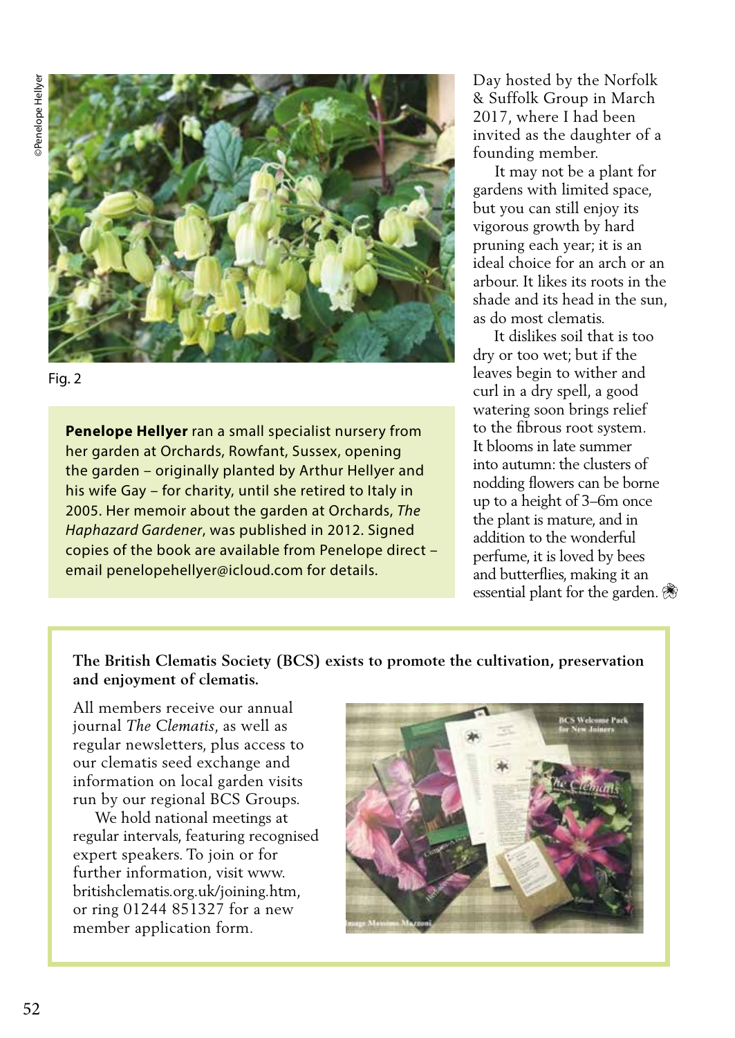Fig. 2

**Penelope Hellyer** ran a small specialist nursery from her garden at Orchards, Rowfant, Sussex, opening the garden – originally planted by Arthur Hellyer and his wife Gay – for charity, until she retired to Italy in 2005. Her memoir about the garden at Orchards, *The Haphazard Gardener*, was published in 2012. Signed copies of the book are available from Penelope direct – email penelopehellyer@icloud.com for details.

Day hosted by the Norfolk & Suffolk Group in March 2017, where I had been invited as the daughter of a founding member.

It may not be a plant for gardens with limited space, but you can still enjoy its vigorous growth by hard pruning each year; it is an ideal choice for an arch or an arbour. It likes its roots in the shade and its head in the sun, as do most clematis.

It dislikes soil that is too dry or too wet; but if the leaves begin to wither and curl in a dry spell, a good watering soon brings relief to the fibrous root system. It blooms in late summer into autumn: the clusters of nodding flowers can be borne up to a height of 3–6m once the plant is mature, and in addition to the wonderful perfume, it is loved by bees and butterflies, making it an essential plant for the garden. ❀

**The British Clematis Society (BCS) exists to promote the cultivation, preservation and enjoyment of clematis.**

All members receive our annual journal *The Clematis*, as well as regular newsletters, plus access to our clematis seed exchange and information on local garden visits run by our regional BCS Groups.

We hold national meetings at regular intervals, featuring recognised expert speakers. To join or for further information, visit www.britishclematis.org.uk/joining.htm, or ring 01244 851327 for a new member application form.